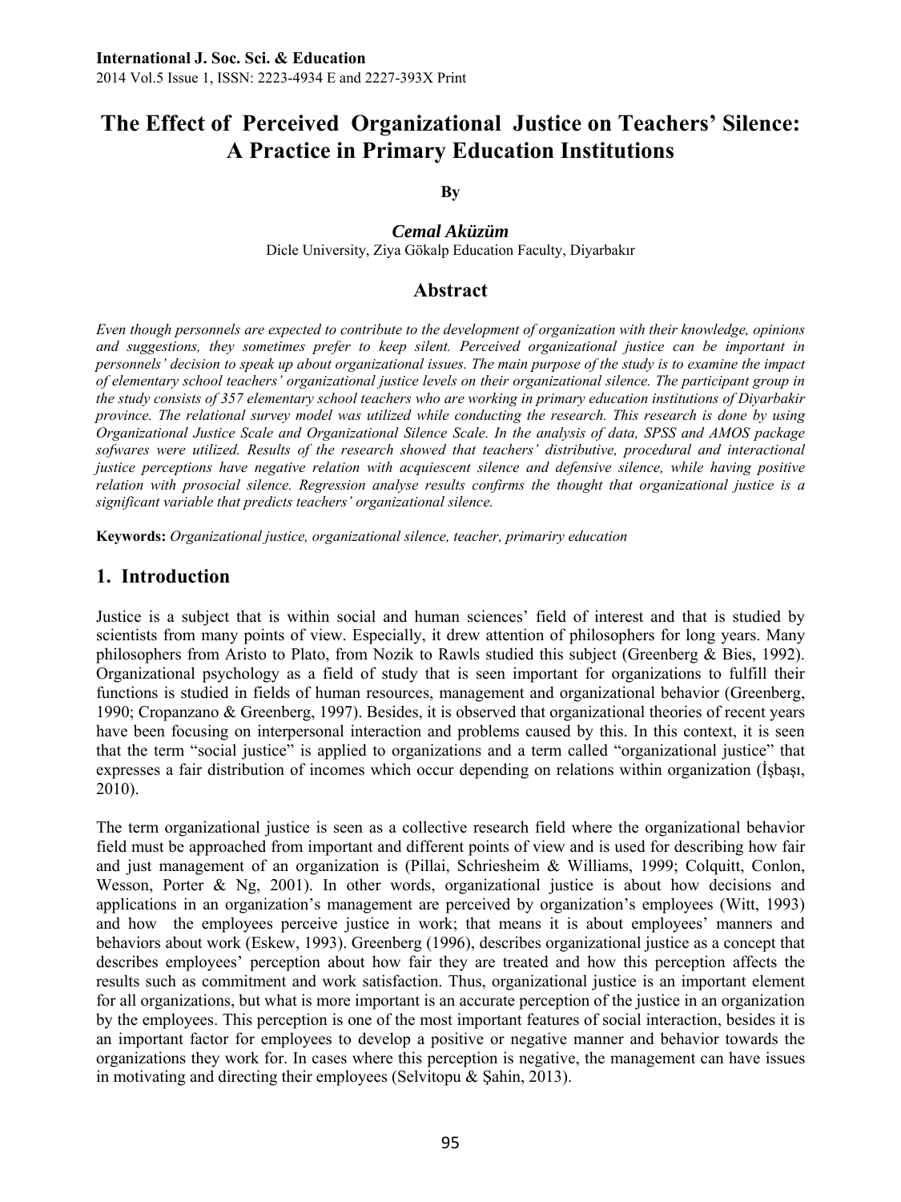# The Effect of Perceived Organizational Justice on Teachers' Silence: A Practice in Primary Education Institutions

By

***Cemal Aküzüm***

Dicle University, Ziya Gökalp Education Faculty, Diyarbakır

## Abstract

*Even though personnels are expected to contribute to the development of organization with their knowledge, opinions and suggestions, they sometimes prefer to keep silent. Perceived organizational justice can be important in personnels' decision to speak up about organizational issues. The main purpose of the study is to examine the impact of elementary school teachers' organizational justice levels on their organizational silence. The participant group in the study consists of 357 elementary school teachers who are working in primary education institutions of Diyarbakir province. The relational survey model was utilized while conducting the research. This research is done by using Organizational Justice Scale and Organizational Silence Scale. In the analysis of data, SPSS and AMOS package sofwares were utilized. Results of the research showed that teachers' distributive, procedural and interactional justice perceptions have negative relation with acquiescent silence and defensive silence, while having positive relation with prosocial silence. Regression analyse results confirms the thought that organizational justice is a significant variable that predicts teachers' organizational silence.*

**Keywords:** *Organizational justice, organizational silence, teacher, primariry education*

## 1. Introduction

Justice is a subject that is within social and human sciences' field of interest and that is studied by scientists from many points of view. Especially, it drew attention of philosophers for long years. Many philosophers from Aristo to Plato, from Nozik to Rawls studied this subject (Greenberg & Bies, 1992). Organizational psychology as a field of study that is seen important for organizations to fulfill their functions is studied in fields of human resources, management and organizational behavior (Greenberg, 1990; Cropanzano & Greenberg, 1997). Besides, it is observed that organizational theories of recent years have been focusing on interpersonal interaction and problems caused by this. In this context, it is seen that the term "social justice" is applied to organizations and a term called "organizational justice" that expresses a fair distribution of incomes which occur depending on relations within organization (İşbaşı, 2010).

The term organizational justice is seen as a collective research field where the organizational behavior field must be approached from important and different points of view and is used for describing how fair and just management of an organization is (Pillai, Schriesheim & Williams, 1999; Colquitt, Conlon, Wesson, Porter & Ng, 2001). In other words, organizational justice is about how decisions and applications in an organization's management are perceived by organization's employees (Witt, 1993) and how the employees perceive justice in work; that means it is about employees' manners and behaviors about work (Eskew, 1993). Greenberg (1996), describes organizational justice as a concept that describes employees' perception about how fair they are treated and how this perception affects the results such as commitment and work satisfaction. Thus, organizational justice is an important element for all organizations, but what is more important is an accurate perception of the justice in an organization by the employees. This perception is one of the most important features of social interaction, besides it is an important factor for employees to develop a positive or negative manner and behavior towards the organizations they work for. In cases where this perception is negative, the management can have issues in motivating and directing their employees (Selvitopu & Şahin, 2013).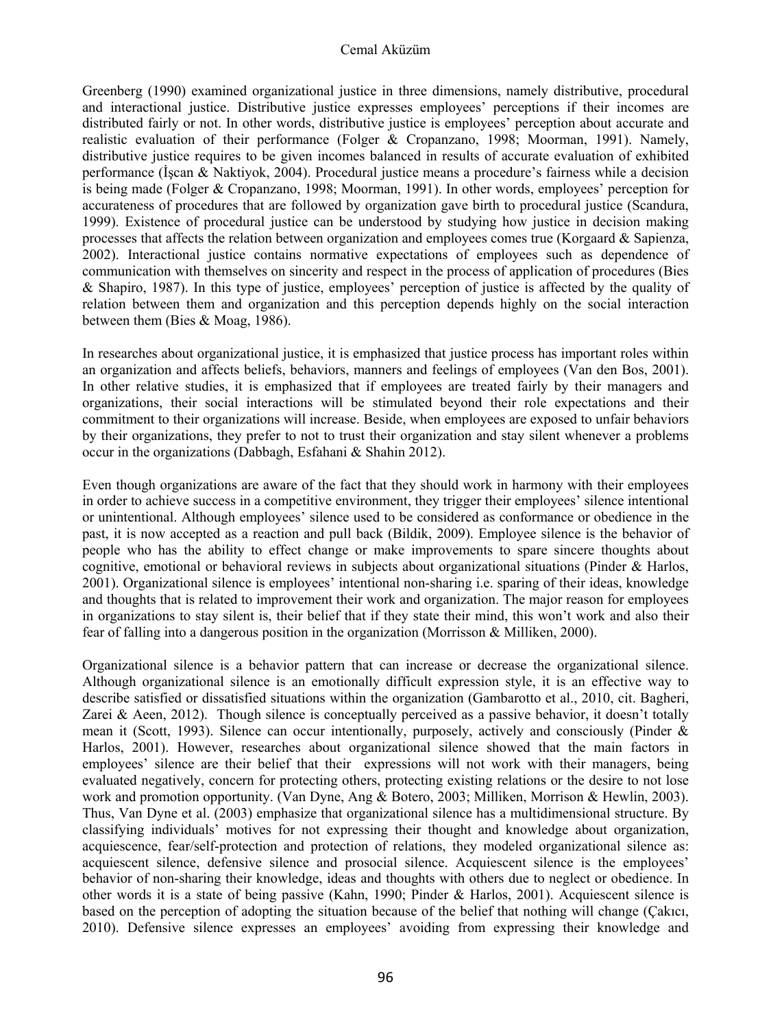Greenberg (1990) examined organizational justice in three dimensions, namely distributive, procedural and interactional justice. Distributive justice expresses employees' perceptions if their incomes are distributed fairly or not. In other words, distributive justice is employees' perception about accurate and realistic evaluation of their performance (Folger & Cropanzano, 1998; Moorman, 1991). Namely, distributive justice requires to be given incomes balanced in results of accurate evaluation of exhibited performance (İşcan & Naktiyok, 2004). Procedural justice means a procedure's fairness while a decision is being made (Folger & Cropanzano, 1998; Moorman, 1991). In other words, employees' perception for accurateness of procedures that are followed by organization gave birth to procedural justice (Scandura, 1999). Existence of procedural justice can be understood by studying how justice in decision making processes that affects the relation between organization and employees comes true (Korgaard & Sapienza, 2002). Interactional justice contains normative expectations of employees such as dependence of communication with themselves on sincerity and respect in the process of application of procedures (Bies & Shapiro, 1987). In this type of justice, employees' perception of justice is affected by the quality of relation between them and organization and this perception depends highly on the social interaction between them (Bies & Moag, 1986).

In researches about organizational justice, it is emphasized that justice process has important roles within an organization and affects beliefs, behaviors, manners and feelings of employees (Van den Bos, 2001). In other relative studies, it is emphasized that if employees are treated fairly by their managers and organizations, their social interactions will be stimulated beyond their role expectations and their commitment to their organizations will increase. Beside, when employees are exposed to unfair behaviors by their organizations, they prefer to not to trust their organization and stay silent whenever a problems occur in the organizations (Dabbagh, Esfahani & Shahin 2012).

Even though organizations are aware of the fact that they should work in harmony with their employees in order to achieve success in a competitive environment, they trigger their employees' silence intentional or unintentional. Although employees' silence used to be considered as conformance or obedience in the past, it is now accepted as a reaction and pull back (Bildik, 2009). Employee silence is the behavior of people who has the ability to effect change or make improvements to spare sincere thoughts about cognitive, emotional or behavioral reviews in subjects about organizational situations (Pinder & Harlos, 2001). Organizational silence is employees' intentional non-sharing i.e. sparing of their ideas, knowledge and thoughts that is related to improvement their work and organization. The major reason for employees in organizations to stay silent is, their belief that if they state their mind, this won't work and also their fear of falling into a dangerous position in the organization (Morrisson & Milliken, 2000).

Organizational silence is a behavior pattern that can increase or decrease the organizational silence. Although organizational silence is an emotionally difficult expression style, it is an effective way to describe satisfied or dissatisfied situations within the organization (Gambarotto et al., 2010, cit. Bagheri, Zarei & Aeen, 2012). Though silence is conceptually perceived as a passive behavior, it doesn't totally mean it (Scott, 1993). Silence can occur intentionally, purposely, actively and consciously (Pinder & Harlos, 2001). However, researches about organizational silence showed that the main factors in employees' silence are their belief that their expressions will not work with their managers, being evaluated negatively, concern for protecting others, protecting existing relations or the desire to not lose work and promotion opportunity. (Van Dyne, Ang & Botero, 2003; Milliken, Morrison & Hewlin, 2003). Thus, Van Dyne et al. (2003) emphasize that organizational silence has a multidimensional structure. By classifying individuals' motives for not expressing their thought and knowledge about organization, acquiescence, fear/self-protection and protection of relations, they modeled organizational silence as: acquiescent silence, defensive silence and prosocial silence. Acquiescent silence is the employees' behavior of non-sharing their knowledge, ideas and thoughts with others due to neglect or obedience. In other words it is a state of being passive (Kahn, 1990; Pinder & Harlos, 2001). Acquiescent silence is based on the perception of adopting the situation because of the belief that nothing will change (Çakıcı, 2010). Defensive silence expresses an employees' avoiding from expressing their knowledge and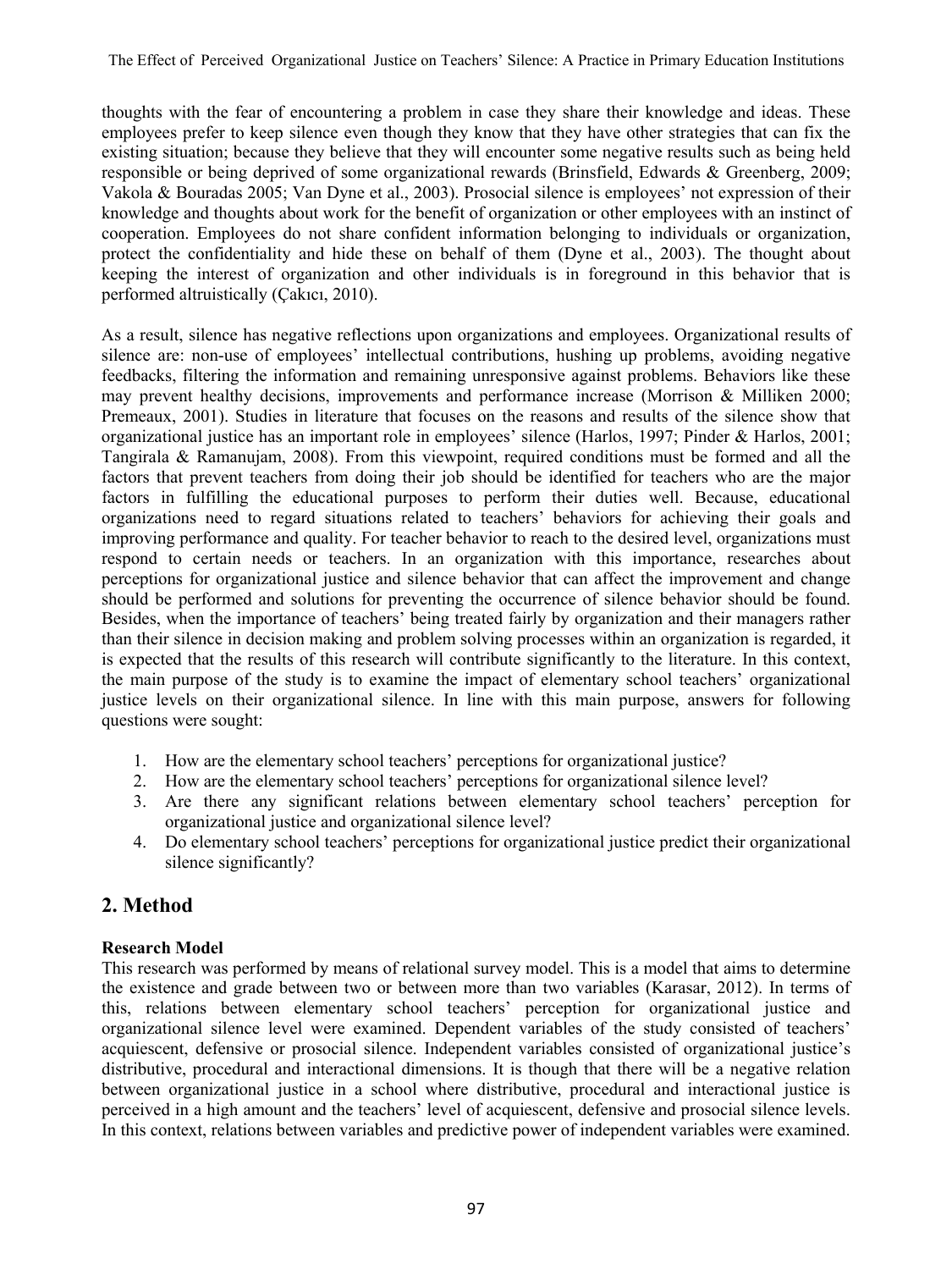thoughts with the fear of encountering a problem in case they share their knowledge and ideas. These employees prefer to keep silence even though they know that they have other strategies that can fix the existing situation; because they believe that they will encounter some negative results such as being held responsible or being deprived of some organizational rewards (Brinsfield, Edwards & Greenberg, 2009; Vakola & Bouradas 2005; Van Dyne et al., 2003). Prosocial silence is employees' not expression of their knowledge and thoughts about work for the benefit of organization or other employees with an instinct of cooperation. Employees do not share confident information belonging to individuals or organization, protect the confidentiality and hide these on behalf of them (Dyne et al., 2003). The thought about keeping the interest of organization and other individuals is in foreground in this behavior that is performed altruistically (Çakıcı, 2010).

As a result, silence has negative reflections upon organizations and employees. Organizational results of silence are: non-use of employees' intellectual contributions, hushing up problems, avoiding negative feedbacks, filtering the information and remaining unresponsive against problems. Behaviors like these may prevent healthy decisions, improvements and performance increase (Morrison & Milliken 2000; Premeaux, 2001). Studies in literature that focuses on the reasons and results of the silence show that organizational justice has an important role in employees' silence (Harlos, 1997; Pinder & Harlos, 2001; Tangirala & Ramanujam, 2008). From this viewpoint, required conditions must be formed and all the factors that prevent teachers from doing their job should be identified for teachers who are the major factors in fulfilling the educational purposes to perform their duties well. Because, educational organizations need to regard situations related to teachers' behaviors for achieving their goals and improving performance and quality. For teacher behavior to reach to the desired level, organizations must respond to certain needs or teachers. In an organization with this importance, researches about perceptions for organizational justice and silence behavior that can affect the improvement and change should be performed and solutions for preventing the occurrence of silence behavior should be found. Besides, when the importance of teachers' being treated fairly by organization and their managers rather than their silence in decision making and problem solving processes within an organization is regarded, it is expected that the results of this research will contribute significantly to the literature. In this context, the main purpose of the study is to examine the impact of elementary school teachers' organizational justice levels on their organizational silence. In line with this main purpose, answers for following questions were sought:

1. How are the elementary school teachers' perceptions for organizational justice?
2. How are the elementary school teachers' perceptions for organizational silence level?
3. Are there any significant relations between elementary school teachers' perception for organizational justice and organizational silence level?
4. Do elementary school teachers' perceptions for organizational justice predict their organizational silence significantly?

## 2. Method

**Research Model**

This research was performed by means of relational survey model. This is a model that aims to determine the existence and grade between two or between more than two variables (Karasar, 2012). In terms of this, relations between elementary school teachers' perception for organizational justice and organizational silence level were examined. Dependent variables of the study consisted of teachers' acquiescent, defensive or prosocial silence. Independent variables consisted of organizational justice's distributive, procedural and interactional dimensions. It is though that there will be a negative relation between organizational justice in a school where distributive, procedural and interactional justice is perceived in a high amount and the teachers' level of acquiescent, defensive and prosocial silence levels. In this context, relations between variables and predictive power of independent variables were examined.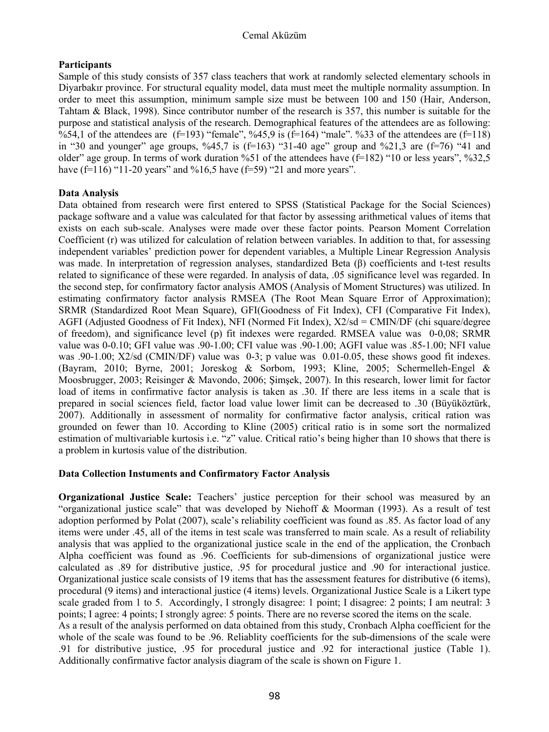**Participants**

Sample of this study consists of 357 class teachers that work at randomly selected elementary schools in Diyarbakır province. For structural equality model, data must meet the multiple normality assumption. In order to meet this assumption, minimum sample size must be between 100 and 150 (Hair, Anderson, Tahtam & Black, 1998). Since contributor number of the research is 357, this number is suitable for the purpose and statistical analysis of the research. Demographical features of the attendees are as following: %54,1 of the attendees are (f=193) "female", %45,9 is (f=164) "male". %33 of the attendees are (f=118) in "30 and younger" age groups, %45,7 is (f=163) "31-40 age" group and %21,3 are (f=76) "41 and older" age group. In terms of work duration %51 of the attendees have (f=182) "10 or less years", %32,5 have (f=116) "11-20 years" and %16,5 have (f=59) "21 and more years".

**Data Analysis**

Data obtained from research were first entered to SPSS (Statistical Package for the Social Sciences) package software and a value was calculated for that factor by assessing arithmetical values of items that exists on each sub-scale. Analyses were made over these factor points. Pearson Moment Correlation Coefficient (r) was utilized for calculation of relation between variables. In addition to that, for assessing independent variables' prediction power for dependent variables, a Multiple Linear Regression Analysis was made. In interpretation of regression analyses, standardized Beta (β) coefficients and t-test results related to significance of these were regarded. In analysis of data, .05 significance level was regarded. In the second step, for confirmatory factor analysis AMOS (Analysis of Moment Structures) was utilized. In estimating confirmatory factor analysis RMSEA (The Root Mean Square Error of Approximation); SRMR (Standardized Root Mean Square), GFI(Goodness of Fit Index), CFI (Comparative Fit Index), AGFI (Adjusted Goodness of Fit Index), NFI (Normed Fit Index), X2/sd = CMIN/DF (chi square/degree of freedom), and significance level (p) fit indexes were regarded. RMSEA value was 0-0,08; SRMR value was 0-0.10; GFI value was .90-1.00; CFI value was .90-1.00; AGFI value was .85-1.00; NFI value was .90-1.00; X2/sd (CMIN/DF) value was 0-3; p value was 0.01-0.05, these shows good fit indexes. (Bayram, 2010; Byrne, 2001; Joreskog & Sorbom, 1993; Kline, 2005; Schermelleh-Engel & Moosbrugger, 2003; Reisinger & Mavondo, 2006; Şimşek, 2007). In this research, lower limit for factor load of items in confirmative factor analysis is taken as .30. If there are less items in a scale that is prepared in social sciences field, factor load value lower limit can be decreased to .30 (Büyüköztürk, 2007). Additionally in assessment of normality for confirmative factor analysis, critical ration was grounded on fewer than 10. According to Kline (2005) critical ratio is in some sort the normalized estimation of multivariable kurtosis i.e. "z" value. Critical ratio's being higher than 10 shows that there is a problem in kurtosis value of the distribution.

**Data Collection Instuments and Confirmatory Factor Analysis**

**Organizational Justice Scale:** Teachers' justice perception for their school was measured by an "organizational justice scale" that was developed by Niehoff & Moorman (1993). As a result of test adoption performed by Polat (2007), scale's reliability coefficient was found as .85. As factor load of any items were under .45, all of the items in test scale was transferred to main scale. As a result of reliability analysis that was applied to the organizational justice scale in the end of the application, the Cronbach Alpha coefficient was found as .96. Coefficients for sub-dimensions of organizational justice were calculated as .89 for distributive justice, .95 for procedural justice and .90 for interactional justice. Organizational justice scale consists of 19 items that has the assessment features for distributive (6 items), procedural (9 items) and interactional justice (4 items) levels. Organizational Justice Scale is a Likert type scale graded from 1 to 5. Accordingly, I strongly disagree: 1 point; I disagree: 2 points; I am neutral: 3 points; I agree: 4 points; I strongly agree: 5 points. There are no reverse scored the items on the scale.

As a result of the analysis performed on data obtained from this study, Cronbach Alpha coefficient for the whole of the scale was found to be .96. Reliablity coefficients for the sub-dimensions of the scale were .91 for distributive justice, .95 for procedural justice and .92 for interactional justice (Table 1). Additionally confirmative factor analysis diagram of the scale is shown on Figure 1.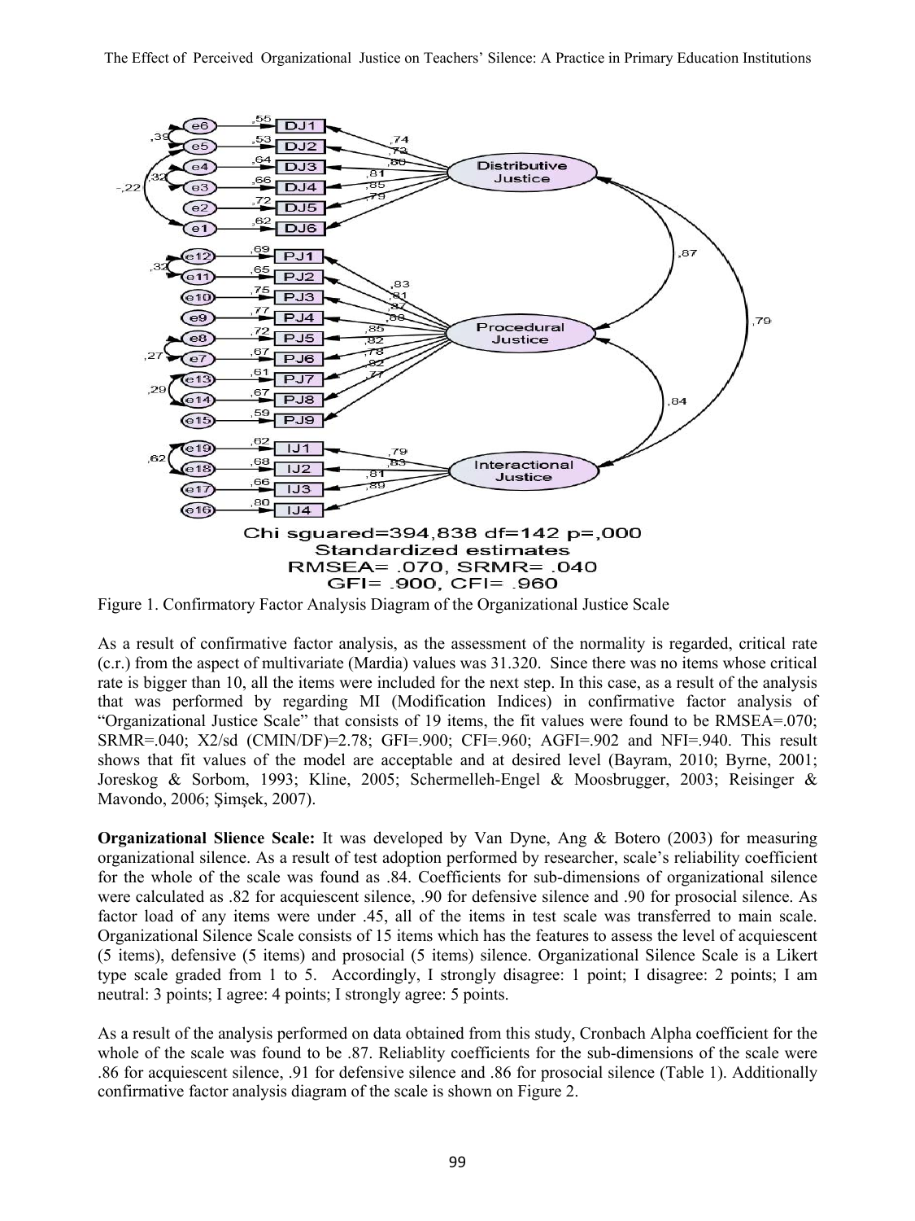Figure 1. Confirmatory Factor Analysis Diagram of the Organizational Justice Scale

As a result of confirmative factor analysis, as the assessment of the normality is regarded, critical rate (c.r.) from the aspect of multivariate (Mardia) values was 31.320. Since there was no items whose critical rate is bigger than 10, all the items were included for the next step. In this case, as a result of the analysis that was performed by regarding MI (Modification Indices) in confirmative factor analysis of "Organizational Justice Scale" that consists of 19 items, the fit values were found to be RMSEA=.070; SRMR=.040; X2/sd (CMIN/DF)=2.78; GFI=.900; CFI=.960; AGFI=.902 and NFI=.940. This result shows that fit values of the model are acceptable and at desired level (Bayram, 2010; Byrne, 2001; Joreskog & Sorbom, 1993; Kline, 2005; Schermelleh-Engel & Moosbrugger, 2003; Reisinger & Mavondo, 2006; Şimşek, 2007).

**Organizational Slience Scale:** It was developed by Van Dyne, Ang & Botero (2003) for measuring organizational silence. As a result of test adoption performed by researcher, scale's reliability coefficient for the whole of the scale was found as .84. Coefficients for sub-dimensions of organizational silence were calculated as .82 for acquiescent silence, .90 for defensive silence and .90 for prosocial silence. As factor load of any items were under .45, all of the items in test scale was transferred to main scale. Organizational Silence Scale consists of 15 items which has the features to assess the level of acquiescent (5 items), defensive (5 items) and prosocial (5 items) silence. Organizational Silence Scale is a Likert type scale graded from 1 to 5. Accordingly, I strongly disagree: 1 point; I disagree: 2 points; I am neutral: 3 points; I agree: 4 points; I strongly agree: 5 points.

As a result of the analysis performed on data obtained from this study, Cronbach Alpha coefficient for the whole of the scale was found to be .87. Reliablity coefficients for the sub-dimensions of the scale were .86 for acquiescent silence, .91 for defensive silence and .86 for prosocial silence (Table 1). Additionally confirmative factor analysis diagram of the scale is shown on Figure 2.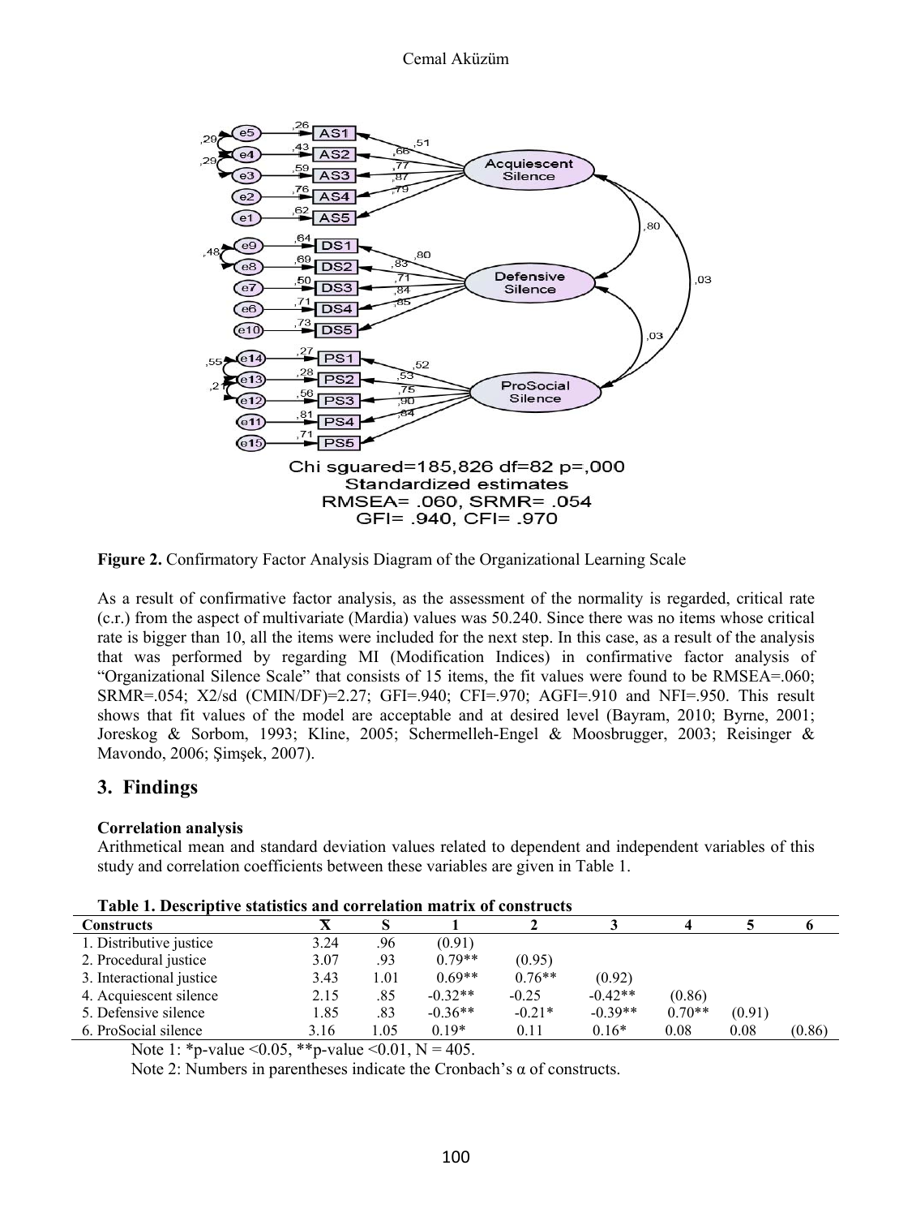**Figure 2.** Confirmatory Factor Analysis Diagram of the Organizational Learning Scale

As a result of confirmative factor analysis, as the assessment of the normality is regarded, critical rate (c.r.) from the aspect of multivariate (Mardia) values was 50.240. Since there was no items whose critical rate is bigger than 10, all the items were included for the next step. In this case, as a result of the analysis that was performed by regarding MI (Modification Indices) in confirmative factor analysis of "Organizational Silence Scale" that consists of 15 items, the fit values were found to be RMSEA=.060; SRMR=.054; X2/sd (CMIN/DF)=2.27; GFI=.940; CFI=.970; AGFI=.910 and NFI=.950. This result shows that fit values of the model are acceptable and at desired level (Bayram, 2010; Byrne, 2001; Joreskog & Sorbom, 1993; Kline, 2005; Schermelleh-Engel & Moosbrugger, 2003; Reisinger & Mavondo, 2006; Şimşek, 2007).

## 3. Findings

**Correlation analysis**

Arithmetical mean and standard deviation values related to dependent and independent variables of this study and correlation coefficients between these variables are given in Table 1.

**Table 1. Descriptive statistics and correlation matrix of constructs**

| Constructs | X | S | 1 | 2 | 3 | 4 | 5 | 6 |
|---|---|---|---|---|---|---|---|---|
| 1. Distributive justice | 3.24 | .96 | (0.91) | | | | | |
| 2. Procedural justice | 3.07 | .93 | 0.79** | (0.95) | | | | |
| 3. Interactional justice | 3.43 | 1.01 | 0.69** | 0.76** | (0.92) | | | |
| 4. Acquiescent silence | 2.15 | .85 | -0.32** | -0.25 | -0.42** | (0.86) | | |
| 5. Defensive silence | 1.85 | .83 | -0.36** | -0.21* | -0.39** | 0.70** | (0.91) | |
| 6. ProSocial silence | 3.16 | 1.05 | 0.19* | 0.11 | 0.16* | 0.08 | 0.08 | (0.86) |

Note 1: *p-value <0.05, **p-value <0.01, N = 405.

Note 2: Numbers in parentheses indicate the Cronbach's α of constructs.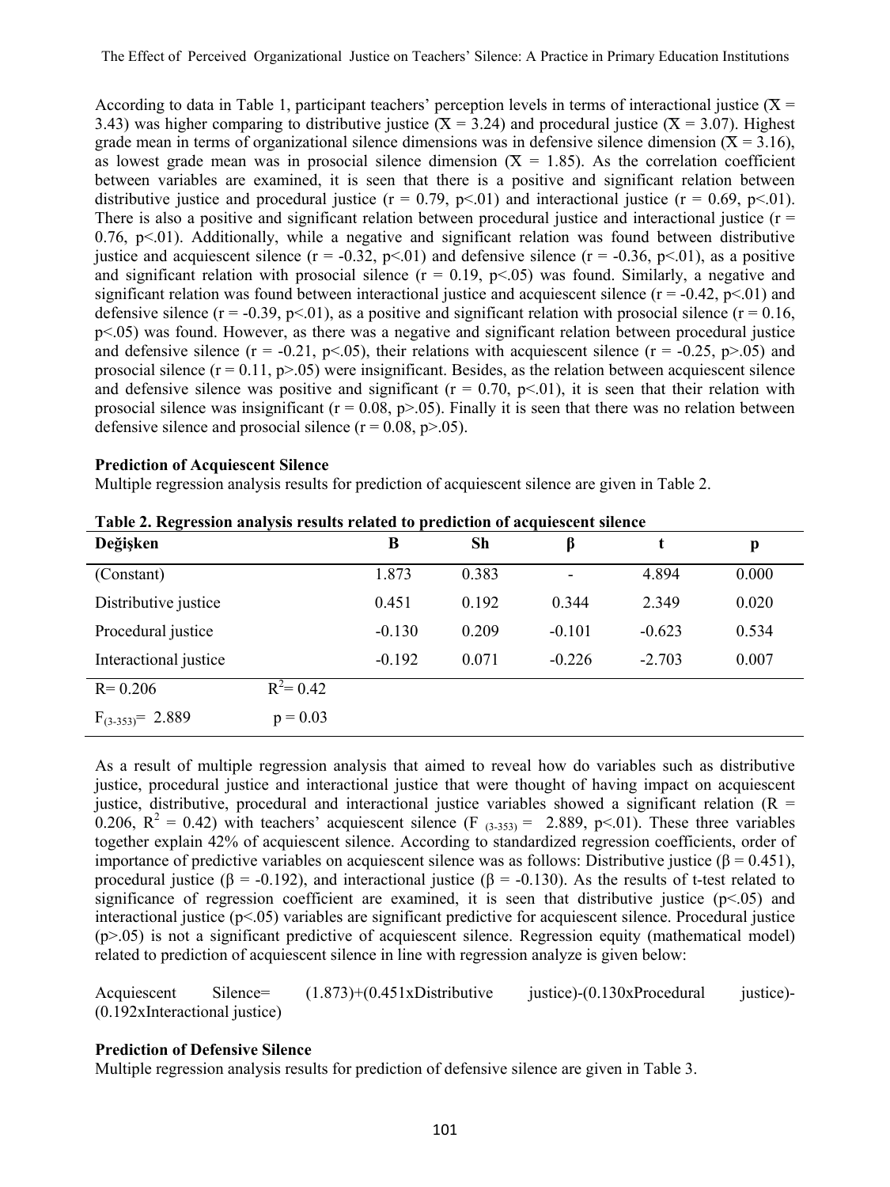According to data in Table 1, participant teachers' perception levels in terms of interactional justice ($\bar{X}$ = 3.43) was higher comparing to distributive justice ($\bar{X}$ = 3.24) and procedural justice ($\bar{X}$ = 3.07). Highest grade mean in terms of organizational silence dimensions was in defensive silence dimension ($\bar{X}$ = 3.16), as lowest grade mean was in prosocial silence dimension ($\bar{X}$ = 1.85). As the correlation coefficient between variables are examined, it is seen that there is a positive and significant relation between distributive justice and procedural justice (r = 0.79, p<.01) and interactional justice (r = 0.69, p<.01). There is also a positive and significant relation between procedural justice and interactional justice (r = 0.76, p<.01). Additionally, while a negative and significant relation was found between distributive justice and acquiescent silence (r = -0.32, p<.01) and defensive silence (r = -0.36, p<.01), as a positive and significant relation with prosocial silence (r = 0.19, p<.05) was found. Similarly, a negative and significant relation was found between interactional justice and acquiescent silence (r = -0.42, p<.01) and defensive silence (r = -0.39, p<.01), as a positive and significant relation with prosocial silence (r = 0.16, p<.05) was found. However, as there was a negative and significant relation between procedural justice and defensive silence (r = -0.21, p<.05), their relations with acquiescent silence (r = -0.25, p>.05) and prosocial silence (r = 0.11, p>.05) were insignificant. Besides, as the relation between acquiescent silence and defensive silence was positive and significant (r = 0.70, p<.01), it is seen that their relation with prosocial silence was insignificant (r = 0.08, p>.05). Finally it is seen that there was no relation between defensive silence and prosocial silence (r = 0.08, p>.05).

**Prediction of Acquiescent Silence**

Multiple regression analysis results for prediction of acquiescent silence are given in Table 2.

**Table 2. Regression analysis results related to prediction of acquiescent silence**

| Değişken | | B | Sh | β | t | p |
|---|---|---|---|---|---|---|
| (Constant) | | 1.873 | 0.383 | - | 4.894 | 0.000 |
| Distributive justice | | 0.451 | 0.192 | 0.344 | 2.349 | 0.020 |
| Procedural justice | | -0.130 | 0.209 | -0.101 | -0.623 | 0.534 |
| Interactional justice | | -0.192 | 0.071 | -0.226 | -2.703 | 0.007 |
| R= 0.206 | $R^2$= 0.42 | | | | | |
| $F_{(3-353)}$= 2.889 | p = 0.03 | | | | | |

As a result of multiple regression analysis that aimed to reveal how do variables such as distributive justice, procedural justice and interactional justice that were thought of having impact on acquiescent justice, distributive, procedural and interactional justice variables showed a significant relation (R = 0.206, $R^2$ = 0.42) with teachers' acquiescent silence ($F_{(3-353)}$ = 2.889, p<.01). These three variables together explain 42% of acquiescent silence. According to standardized regression coefficients, order of importance of predictive variables on acquiescent silence was as follows: Distributive justice (β = 0.451), procedural justice (β = -0.192), and interactional justice (β = -0.130). As the results of t-test related to significance of regression coefficient are examined, it is seen that distributive justice (p<.05) and interactional justice (p<.05) variables are significant predictive for acquiescent silence. Procedural justice (p>.05) is not a significant predictive of acquiescent silence. Regression equity (mathematical model) related to prediction of acquiescent silence in line with regression analyze is given below:

Acquiescent Silence= (1.873)+(0.451xDistributive justice)-(0.130xProcedural justice)-(0.192xInteractional justice)

**Prediction of Defensive Silence**

Multiple regression analysis results for prediction of defensive silence are given in Table 3.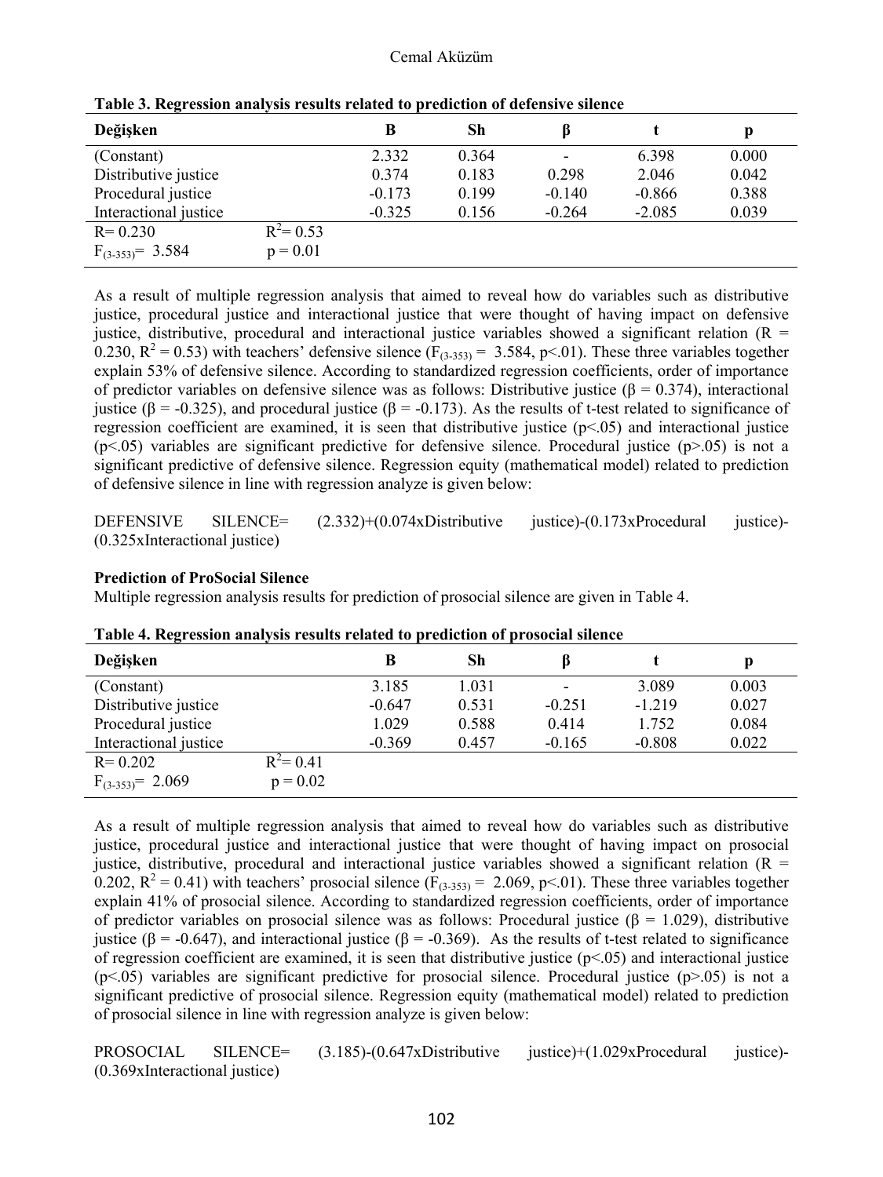**Table 3. Regression analysis results related to prediction of defensive silence**

| Değişken | | B | Sh | β | t | p |
|---|---|---|---|---|---|---|
| (Constant) | | 2.332 | 0.364 | - | 6.398 | 0.000 |
| Distributive justice | | 0.374 | 0.183 | 0.298 | 2.046 | 0.042 |
| Procedural justice | | -0.173 | 0.199 | -0.140 | -0.866 | 0.388 |
| Interactional justice | | -0.325 | 0.156 | -0.264 | -2.085 | 0.039 |
| R= 0.230 | $R^2$= 0.53 | | | | | |
| $F_{(3-353)}$= 3.584 | p = 0.01 | | | | | |

As a result of multiple regression analysis that aimed to reveal how do variables such as distributive justice, procedural justice and interactional justice that were thought of having impact on defensive justice, distributive, procedural and interactional justice variables showed a significant relation ($R = 0.230$, $R^2 = 0.53$) with teachers' defensive silence ($F_{(3-353)} = 3.584$, $p<.01$). These three variables together explain 53% of defensive silence. According to standardized regression coefficients, order of importance of predictor variables on defensive silence was as follows: Distributive justice ($\beta = 0.374$), interactional justice ($\beta = -0.325$), and procedural justice ($\beta = -0.173$). As the results of t-test related to significance of regression coefficient are examined, it is seen that distributive justice ($p<.05$) and interactional justice ($p<.05$) variables are significant predictive for defensive silence. Procedural justice ($p>.05$) is not a significant predictive of defensive silence. Regression equity (mathematical model) related to prediction of defensive silence in line with regression analyze is given below:

DEFENSIVE SILENCE= (2.332)+(0.074xDistributive justice)-(0.173xProcedural justice)-(0.325xInteractional justice)

**Prediction of ProSocial Silence**

Multiple regression analysis results for prediction of prosocial silence are given in Table 4.

**Table 4. Regression analysis results related to prediction of prosocial silence**

| Değişken | | B | Sh | β | t | p |
|---|---|---|---|---|---|---|
| (Constant) | | 3.185 | 1.031 | - | 3.089 | 0.003 |
| Distributive justice | | -0.647 | 0.531 | -0.251 | -1.219 | 0.027 |
| Procedural justice | | 1.029 | 0.588 | 0.414 | 1.752 | 0.084 |
| Interactional justice | | -0.369 | 0.457 | -0.165 | -0.808 | 0.022 |
| R= 0.202 | $R^2$= 0.41 | | | | | |
| $F_{(3-353)}$= 2.069 | p = 0.02 | | | | | |

As a result of multiple regression analysis that aimed to reveal how do variables such as distributive justice, procedural justice and interactional justice that were thought of having impact on prosocial justice, distributive, procedural and interactional justice variables showed a significant relation ($R = 0.202$, $R^2 = 0.41$) with teachers' prosocial silence ($F_{(3-353)} = 2.069$, $p<.01$). These three variables together explain 41% of prosocial silence. According to standardized regression coefficients, order of importance of predictor variables on prosocial silence was as follows: Procedural justice ($\beta = 1.029$), distributive justice ($\beta = -0.647$), and interactional justice ($\beta = -0.369$). As the results of t-test related to significance of regression coefficient are examined, it is seen that distributive justice ($p<.05$) and interactional justice ($p<.05$) variables are significant predictive for prosocial silence. Procedural justice ($p>.05$) is not a significant predictive of prosocial silence. Regression equity (mathematical model) related to prediction of prosocial silence in line with regression analyze is given below:

PROSOCIAL SILENCE= (3.185)-(0.647xDistributive justice)+(1.029xProcedural justice)-(0.369xInteractional justice)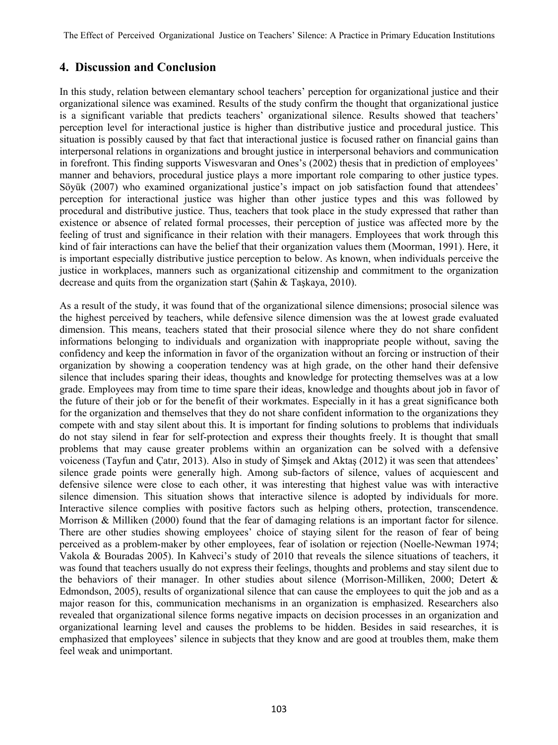## 4. Discussion and Conclusion

In this study, relation between elementary school teachers' perception for organizational justice and their organizational silence was examined. Results of the study confirm the thought that organizational justice is a significant variable that predicts teachers' organizational silence. Results showed that teachers' perception level for interactional justice is higher than distributive justice and procedural justice. This situation is possibly caused by that fact that interactional justice is focused rather on financial gains than interpersonal relations in organizations and brought justice in interpersonal behaviors and communication in forefront. This finding supports Viswesvaran and Ones's (2002) thesis that in prediction of employees' manner and behaviors, procedural justice plays a more important role comparing to other justice types. Söyük (2007) who examined organizational justice's impact on job satisfaction found that attendees' perception for interactional justice was higher than other justice types and this was followed by procedural and distributive justice. Thus, teachers that took place in the study expressed that rather than existence or absence of related formal processes, their perception of justice was affected more by the feeling of trust and significance in their relation with their managers. Employees that work through this kind of fair interactions can have the belief that their organization values them (Moorman, 1991). Here, it is important especially distributive justice perception to below. As known, when individuals perceive the justice in workplaces, manners such as organizational citizenship and commitment to the organization decrease and quits from the organization start (Şahin & Taşkaya, 2010).

As a result of the study, it was found that of the organizational silence dimensions; prosocial silence was the highest perceived by teachers, while defensive silence dimension was the at lowest grade evaluated dimension. This means, teachers stated that their prosocial silence where they do not share confident informations belonging to individuals and organization with inappropriate people without, saving the confidency and keep the information in favor of the organization without an forcing or instruction of their organization by showing a cooperation tendency was at high grade, on the other hand their defensive silence that includes sparing their ideas, thoughts and knowledge for protecting themselves was at a low grade. Employees may from time to time spare their ideas, knowledge and thoughts about job in favor of the future of their job or for the benefit of their workmates. Especially in it has a great significance both for the organization and themselves that they do not share confident information to the organizations they compete with and stay silent about this. It is important for finding solutions to problems that individuals do not stay silend in fear for self-protection and express their thoughts freely. It is thought that small problems that may cause greater problems within an organization can be solved with a defensive voiceness (Tayfun and Çatır, 2013). Also in study of Şimşek and Aktaş (2012) it was seen that attendees' silence grade points were generally high. Among sub-factors of silence, values of acquiescent and defensive silence were close to each other, it was interesting that highest value was with interactive silence dimension. This situation shows that interactive silence is adopted by individuals for more. Interactive silence complies with positive factors such as helping others, protection, transcendence. Morrison & Milliken (2000) found that the fear of damaging relations is an important factor for silence. There are other studies showing employees' choice of staying silent for the reason of fear of being perceived as a problem-maker by other employees, fear of isolation or rejection (Noelle-Newman 1974; Vakola & Bouradas 2005). In Kahveci's study of 2010 that reveals the silence situations of teachers, it was found that teachers usually do not express their feelings, thoughts and problems and stay silent due to the behaviors of their manager. In other studies about silence (Morrison-Milliken, 2000; Detert & Edmondson, 2005), results of organizational silence that can cause the employees to quit the job and as a major reason for this, communication mechanisms in an organization is emphasized. Researchers also revealed that organizational silence forms negative impacts on decision processes in an organization and organizational learning level and causes the problems to be hidden. Besides in said researches, it is emphasized that employees' silence in subjects that they know and are good at troubles them, make them feel weak and unimportant.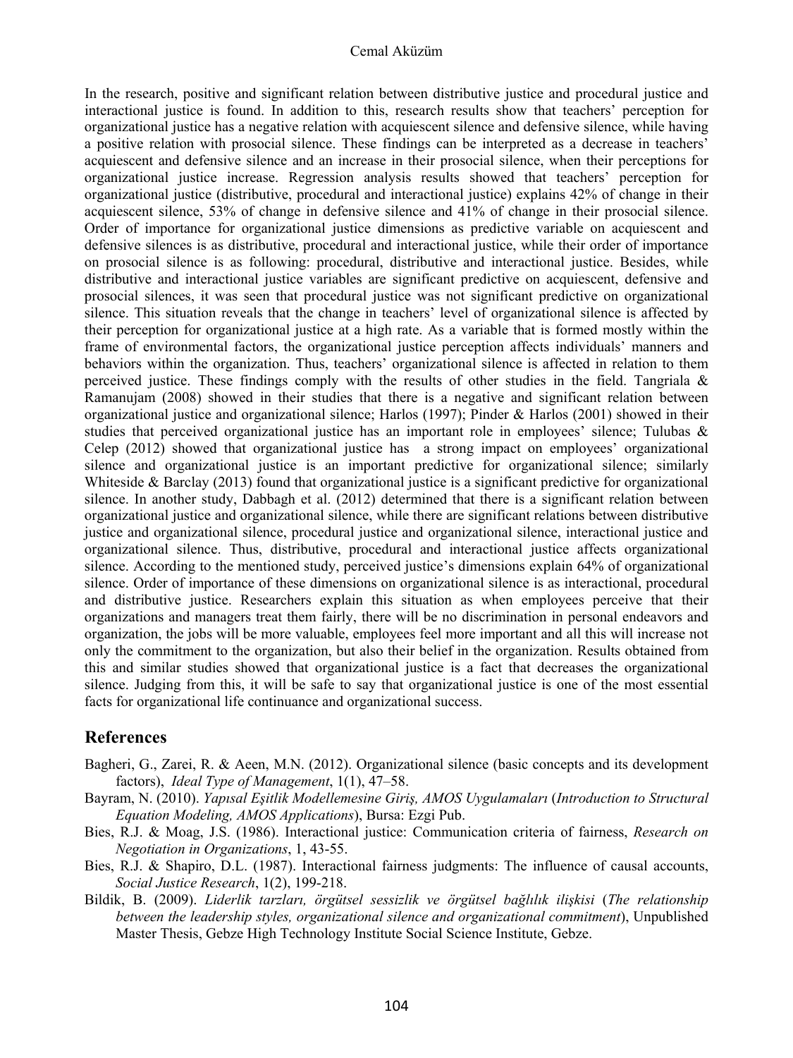In the research, positive and significant relation between distributive justice and procedural justice and interactional justice is found. In addition to this, research results show that teachers' perception for organizational justice has a negative relation with acquiescent silence and defensive silence, while having a positive relation with prosocial silence. These findings can be interpreted as a decrease in teachers' acquiescent and defensive silence and an increase in their prosocial silence, when their perceptions for organizational justice increase. Regression analysis results showed that teachers' perception for organizational justice (distributive, procedural and interactional justice) explains 42% of change in their acquiescent silence, 53% of change in defensive silence and 41% of change in their prosocial silence. Order of importance for organizational justice dimensions as predictive variable on acquiescent and defensive silences is as distributive, procedural and interactional justice, while their order of importance on prosocial silence is as following: procedural, distributive and interactional justice. Besides, while distributive and interactional justice variables are significant predictive on acquiescent, defensive and prosocial silences, it was seen that procedural justice was not significant predictive on organizational silence. This situation reveals that the change in teachers' level of organizational silence is affected by their perception for organizational justice at a high rate. As a variable that is formed mostly within the frame of environmental factors, the organizational justice perception affects individuals' manners and behaviors within the organization. Thus, teachers' organizational silence is affected in relation to them perceived justice. These findings comply with the results of other studies in the field. Tangriala & Ramanujam (2008) showed in their studies that there is a negative and significant relation between organizational justice and organizational silence; Harlos (1997); Pinder & Harlos (2001) showed in their studies that perceived organizational justice has an important role in employees' silence; Tulubas & Celep (2012) showed that organizational justice has a strong impact on employees' organizational silence and organizational justice is an important predictive for organizational silence; similarly Whiteside & Barclay (2013) found that organizational justice is a significant predictive for organizational silence. In another study, Dabbagh et al. (2012) determined that there is a significant relation between organizational justice and organizational silence, while there are significant relations between distributive justice and organizational silence, procedural justice and organizational silence, interactional justice and organizational silence. Thus, distributive, procedural and interactional justice affects organizational silence. According to the mentioned study, perceived justice's dimensions explain 64% of organizational silence. Order of importance of these dimensions on organizational silence is as interactional, procedural and distributive justice. Researchers explain this situation as when employees perceive that their organizations and managers treat them fairly, there will be no discrimination in personal endeavors and organization, the jobs will be more valuable, employees feel more important and all this will increase not only the commitment to the organization, but also their belief in the organization. Results obtained from this and similar studies showed that organizational justice is a fact that decreases the organizational silence. Judging from this, it will be safe to say that organizational justice is one of the most essential facts for organizational life continuance and organizational success.

## References

Bagheri, G., Zarei, R. & Aeen, M.N. (2012). Organizational silence (basic concepts and its development factors), *Ideal Type of Management*, 1(1), 47–58.

Bayram, N. (2010). *Yapısal Eşitlik Modellemesine Giriş, AMOS Uygulamaları* (*Introduction to Structural Equation Modeling, AMOS Applications*), Bursa: Ezgi Pub.

Bies, R.J. & Moag, J.S. (1986). Interactional justice: Communication criteria of fairness, *Research on Negotiation in Organizations*, 1, 43-55.

Bies, R.J. & Shapiro, D.L. (1987). Interactional fairness judgments: The influence of causal accounts, *Social Justice Research*, 1(2), 199-218.

Bildik, B. (2009). *Liderlik tarzları, örgütsel sessizlik ve örgütsel bağlılık ilişkisi* (*The relationship between the leadership styles, organizational silence and organizational commitment*), Unpublished Master Thesis, Gebze High Technology Institute Social Science Institute, Gebze.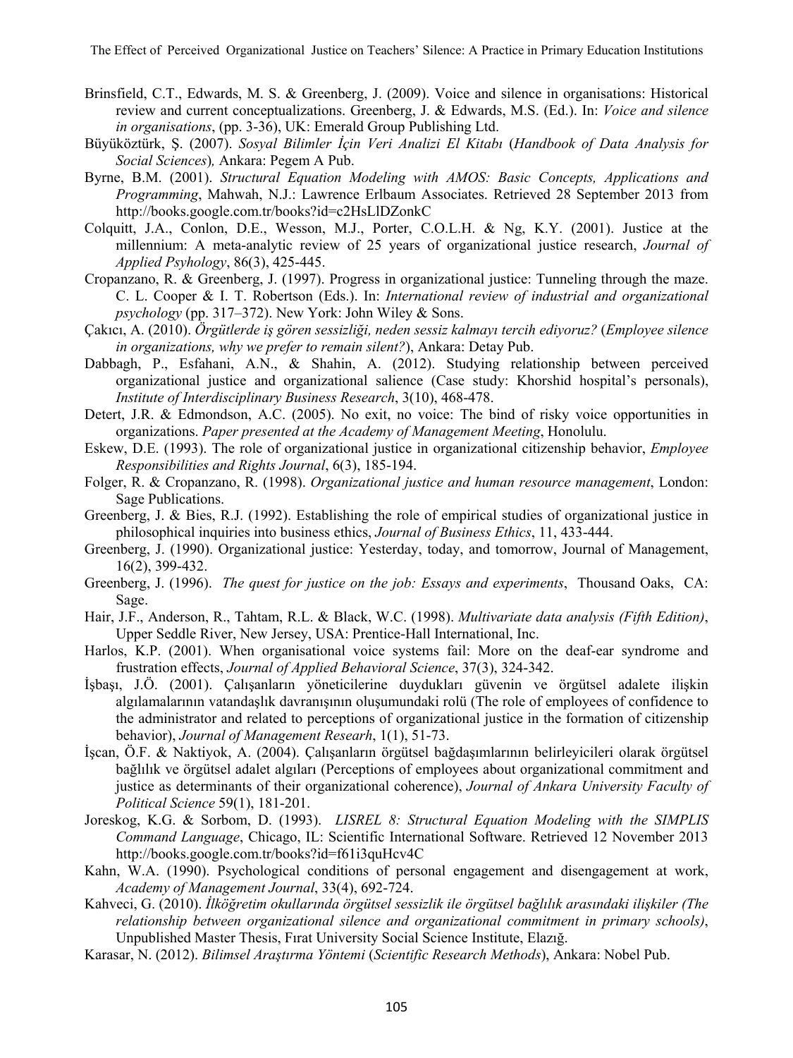Brinsfield, C.T., Edwards, M. S. & Greenberg, J. (2009). Voice and silence in organisations: Historical review and current conceptualizations. Greenberg, J. & Edwards, M.S. (Ed.). In: *Voice and silence in organisations*, (pp. 3-36), UK: Emerald Group Publishing Ltd.

Büyüköztürk, Ş. (2007). *Sosyal Bilimler İçin Veri Analizi El Kitabı* (*Handbook of Data Analysis for Social Sciences*), Ankara: Pegem A Pub.

Byrne, B.M. (2001). *Structural Equation Modeling with AMOS: Basic Concepts, Applications and Programming*, Mahwah, N.J.: Lawrence Erlbaum Associates. Retrieved 28 September 2013 from http://books.google.com.tr/books?id=c2HsLlDZonkC

Colquitt, J.A., Conlon, D.E., Wesson, M.J., Porter, C.O.L.H. & Ng, K.Y. (2001). Justice at the millennium: A meta-analytic review of 25 years of organizational justice research, *Journal of Applied Psyhology*, 86(3), 425-445.

Cropanzano, R. & Greenberg, J. (1997). Progress in organizational justice: Tunneling through the maze. C. L. Cooper & I. T. Robertson (Eds.). In: *International review of industrial and organizational psychology* (pp. 317–372). New York: John Wiley & Sons.

Çakıcı, A. (2010). *Örgütlerde iş gören sessizliği, neden sessiz kalmayı tercih ediyoruz?* (*Employee silence in organizations, why we prefer to remain silent?*), Ankara: Detay Pub.

Dabbagh, P., Esfahani, A.N., & Shahin, A. (2012). Studying relationship between perceived organizational justice and organizational salience (Case study: Khorshid hospital's personals), *Institute of Interdisciplinary Business Research*, 3(10), 468-478.

Detert, J.R. & Edmondson, A.C. (2005). No exit, no voice: The bind of risky voice opportunities in organizations. *Paper presented at the Academy of Management Meeting*, Honolulu.

Eskew, D.E. (1993). The role of organizational justice in organizational citizenship behavior, *Employee Responsibilities and Rights Journal*, 6(3), 185-194.

Folger, R. & Cropanzano, R. (1998). *Organizational justice and human resource management*, London: Sage Publications.

Greenberg, J. & Bies, R.J. (1992). Establishing the role of empirical studies of organizational justice in philosophical inquiries into business ethics, *Journal of Business Ethics*, 11, 433-444.

Greenberg, J. (1990). Organizational justice: Yesterday, today, and tomorrow, Journal of Management, 16(2), 399-432.

Greenberg, J. (1996). *The quest for justice on the job: Essays and experiments*, Thousand Oaks, CA: Sage.

Hair, J.F., Anderson, R., Tahtam, R.L. & Black, W.C. (1998). *Multivariate data analysis (Fifth Edition)*, Upper Seddle River, New Jersey, USA: Prentice-Hall International, Inc.

Harlos, K.P. (2001). When organisational voice systems fail: More on the deaf-ear syndrome and frustration effects, *Journal of Applied Behavioral Science*, 37(3), 324-342.

İşbaşı, J.Ö. (2001). Çalışanların yöneticilerine duydukları güvenin ve örgütsel adalete ilişkin algılamalarının vatandaşlık davranışının oluşumundaki rolü (The role of employees of confidence to the administrator and related to perceptions of organizational justice in the formation of citizenship behavior), *Journal of Management Researh*, 1(1), 51-73.

İşcan, Ö.F. & Naktiyok, A. (2004). Çalışanların örgütsel bağdaşımlarının belirleyicileri olarak örgütsel bağlılık ve örgütsel adalet algıları (Perceptions of employees about organizational commitment and justice as determinants of their organizational coherence), *Journal of Ankara University Faculty of Political Science* 59(1), 181-201.

Joreskog, K.G. & Sorbom, D. (1993). *LISREL 8: Structural Equation Modeling with the SIMPLIS Command Language*, Chicago, IL: Scientific International Software. Retrieved 12 November 2013 http://books.google.com.tr/books?id=f61i3quHcv4C

Kahn, W.A. (1990). Psychological conditions of personal engagement and disengagement at work, *Academy of Management Journal*, 33(4), 692-724.

Kahveci, G. (2010). *İlköğretim okullarında örgütsel sessizlik ile örgütsel bağlılık arasındaki ilişkiler (The relationship between organizational silence and organizational commitment in primary schools)*, Unpublished Master Thesis, Fırat University Social Science Institute, Elazığ.

Karasar, N. (2012). *Bilimsel Araştırma Yöntemi* (*Scientific Research Methods*), Ankara: Nobel Pub.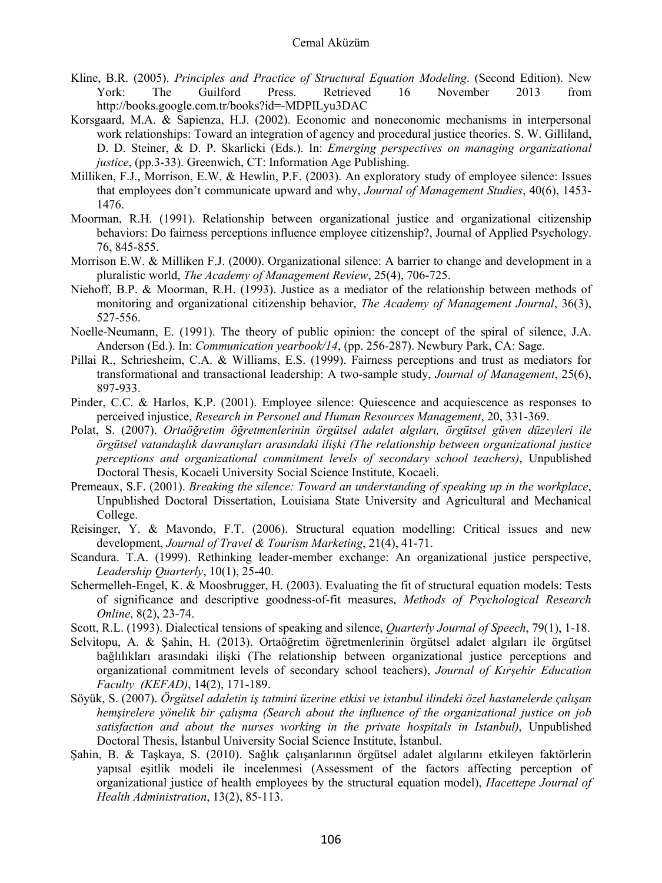Kline, B.R. (2005). *Principles and Practice of Structural Equation Modeling*. (Second Edition). New York: The Guilford Press. Retrieved 16 November 2013 from http://books.google.com.tr/books?id=-MDPILyu3DAC

Korsgaard, M.A. & Sapienza, H.J. (2002). Economic and noneconomic mechanisms in interpersonal work relationships: Toward an integration of agency and procedural justice theories. S. W. Gilliland, D. D. Steiner, & D. P. Skarlicki (Eds.). In: *Emerging perspectives on managing organizational justice*, (pp.3-33). Greenwich, CT: Information Age Publishing.

Milliken, F.J., Morrison, E.W. & Hewlin, P.F. (2003). An exploratory study of employee silence: Issues that employees don't communicate upward and why, *Journal of Management Studies*, 40(6), 1453-1476.

Moorman, R.H. (1991). Relationship between organizational justice and organizational citizenship behaviors: Do fairness perceptions influence employee citizenship?, Journal of Applied Psychology. 76, 845-855.

Morrison E.W. & Milliken F.J. (2000). Organizational silence: A barrier to change and development in a pluralistic world, *The Academy of Management Review*, 25(4), 706-725.

Niehoff, B.P. & Moorman, R.H. (1993). Justice as a mediator of the relationship between methods of monitoring and organizational citizenship behavior, *The Academy of Management Journal*, 36(3), 527-556.

Noelle-Neumann, E. (1991). The theory of public opinion: the concept of the spiral of silence, J.A. Anderson (Ed.). In: *Communication yearbook/14*, (pp. 256-287). Newbury Park, CA: Sage.

Pillai R., Schriesheim, C.A. & Williams, E.S. (1999). Fairness perceptions and trust as mediators for transformational and transactional leadership: A two-sample study, *Journal of Management*, 25(6), 897-933.

Pinder, C.C. & Harlos, K.P. (2001). Employee silence: Quiescence and acquiescence as responses to perceived injustice, *Research in Personel and Human Resources Management*, 20, 331-369.

Polat, S. (2007). *Ortaöğretim öğretmenlerinin örgütsel adalet algıları, örgütsel güven düzeyleri ile örgütsel vatandaşlık davranışları arasındaki ilişki (The relationship between organizational justice perceptions and organizational commitment levels of secondary school teachers)*, Unpublished Doctoral Thesis, Kocaeli University Social Science Institute, Kocaeli.

Premeaux, S.F. (2001). *Breaking the silence: Toward an understanding of speaking up in the workplace*, Unpublished Doctoral Dissertation, Louisiana State University and Agricultural and Mechanical College.

Reisinger, Y. & Mavondo, F.T. (2006). Structural equation modelling: Critical issues and new development, *Journal of Travel & Tourism Marketing*, 21(4), 41-71.

Scandura. T.A. (1999). Rethinking leader-member exchange: An organizational justice perspective, *Leadership Quarterly*, 10(1), 25-40.

Schermelleh-Engel, K. & Moosbrugger, H. (2003). Evaluating the fit of structural equation models: Tests of significance and descriptive goodness-of-fit measures, *Methods of Psychological Research Online*, 8(2), 23-74.

Scott, R.L. (1993). Dialectical tensions of speaking and silence, *Quarterly Journal of Speech*, 79(1), 1-18.

Selvitopu, A. & Şahin, H. (2013). Ortaöğretim öğretmenlerinin örgütsel adalet algıları ile örgütsel bağlılıkları arasındaki ilişki (The relationship between organizational justice perceptions and organizational commitment levels of secondary school teachers), *Journal of Kırşehir Education Faculty (KEFAD)*, 14(2), 171-189.

Söyük, S. (2007). *Örgütsel adaletin iş tatmini üzerine etkisi ve istanbul ilindeki özel hastanelerde çalışan hemşirelere yönelik bir çalışma (Search about the influence of the organizational justice on job satisfaction and about the nurses working in the private hospitals in Istanbul)*, Unpublished Doctoral Thesis, İstanbul University Social Science Institute, İstanbul.

Şahin, B. & Taşkaya, S. (2010). Sağlık çalışanlarının örgütsel adalet algılarını etkileyen faktörlerin yapısal eşitlik modeli ile incelenmesi (Assessment of the factors affecting perception of organizational justice of health employees by the structural equation model), *Hacettepe Journal of Health Administration*, 13(2), 85-113.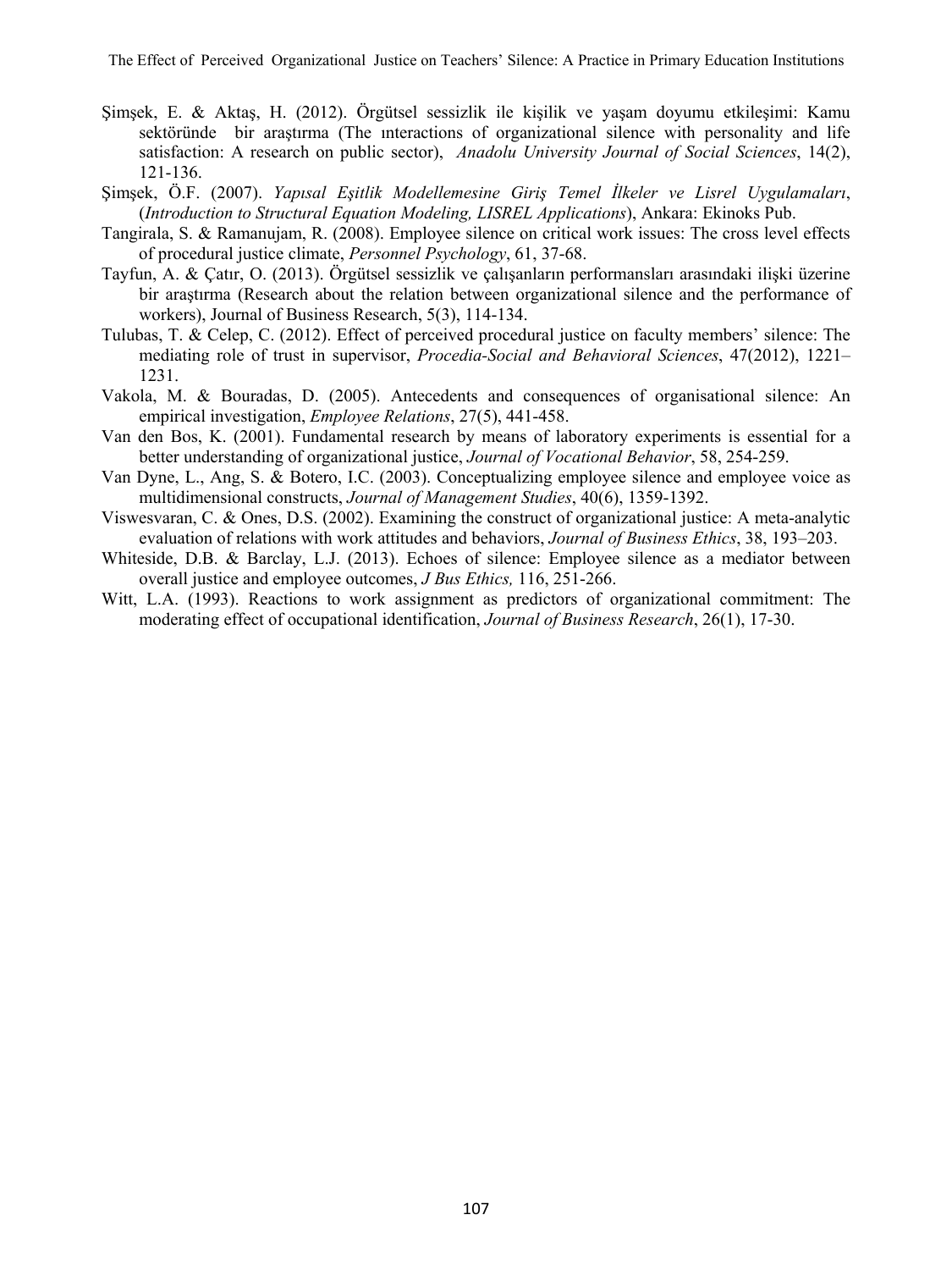Şimşek, E. & Aktaş, H. (2012). Örgütsel sessizlik ile kişilik ve yaşam doyumu etkileşimi: Kamu sektöründe bir araştırma (The ınteractions of organizational silence with personality and life satisfaction: A research on public sector), *Anadolu University Journal of Social Sciences*, 14(2), 121-136.

Şimşek, Ö.F. (2007). *Yapısal Eşitlik Modellemesine Giriş Temel İlkeler ve Lisrel Uygulamaları*, (*Introduction to Structural Equation Modeling, LISREL Applications*), Ankara: Ekinoks Pub.

Tangirala, S. & Ramanujam, R. (2008). Employee silence on critical work issues: The cross level effects of procedural justice climate, *Personnel Psychology*, 61, 37-68.

Tayfun, A. & Çatır, O. (2013). Örgütsel sessizlik ve çalışanların performansları arasındaki ilişki üzerine bir araştırma (Research about the relation between organizational silence and the performance of workers), Journal of Business Research, 5(3), 114-134.

Tulubas, T. & Celep, C. (2012). Effect of perceived procedural justice on faculty members' silence: The mediating role of trust in supervisor, *Procedia-Social and Behavioral Sciences*, 47(2012), 1221–1231.

Vakola, M. & Bouradas, D. (2005). Antecedents and consequences of organisational silence: An empirical investigation, *Employee Relations*, 27(5), 441-458.

Van den Bos, K. (2001). Fundamental research by means of laboratory experiments is essential for a better understanding of organizational justice, *Journal of Vocational Behavior*, 58, 254-259.

Van Dyne, L., Ang, S. & Botero, I.C. (2003). Conceptualizing employee silence and employee voice as multidimensional constructs, *Journal of Management Studies*, 40(6), 1359-1392.

Viswesvaran, C. & Ones, D.S. (2002). Examining the construct of organizational justice: A meta-analytic evaluation of relations with work attitudes and behaviors, *Journal of Business Ethics*, 38, 193–203.

Whiteside, D.B. & Barclay, L.J. (2013). Echoes of silence: Employee silence as a mediator between overall justice and employee outcomes, *J Bus Ethics,* 116, 251-266.

Witt, L.A. (1993). Reactions to work assignment as predictors of organizational commitment: The moderating effect of occupational identification, *Journal of Business Research*, 26(1), 17-30.